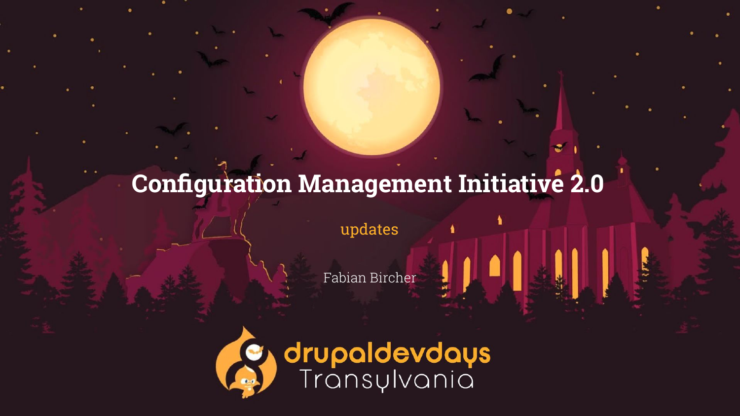# Configuration Management Initiative 2.0

updates

Fabian Bircher

drupaldevdays Transylvania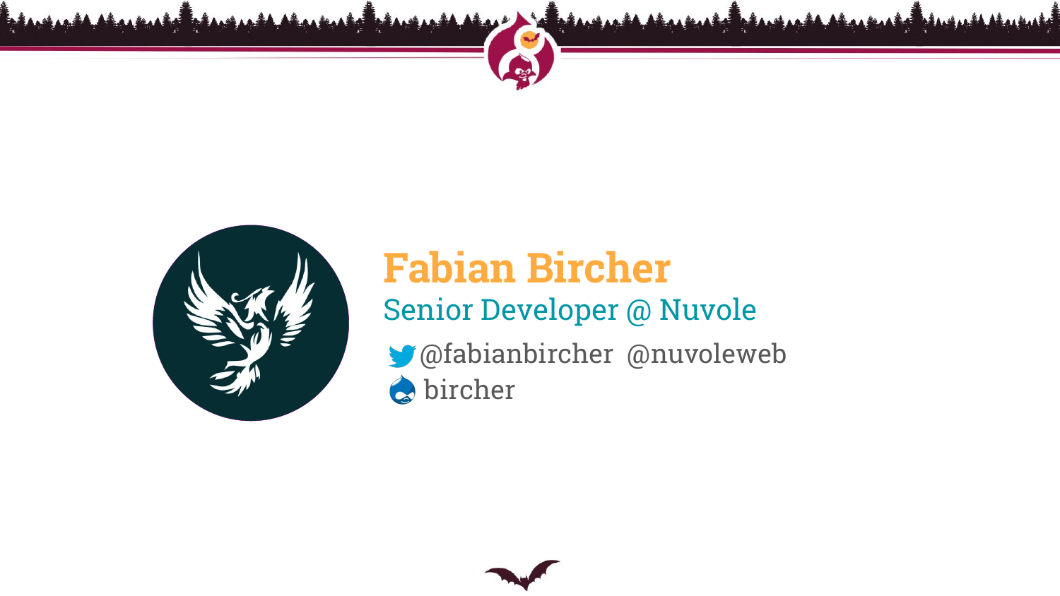# Fabian Bircher

## Senior Developer @ Nuvole

@fabianbircher @nuvoleweb

bircher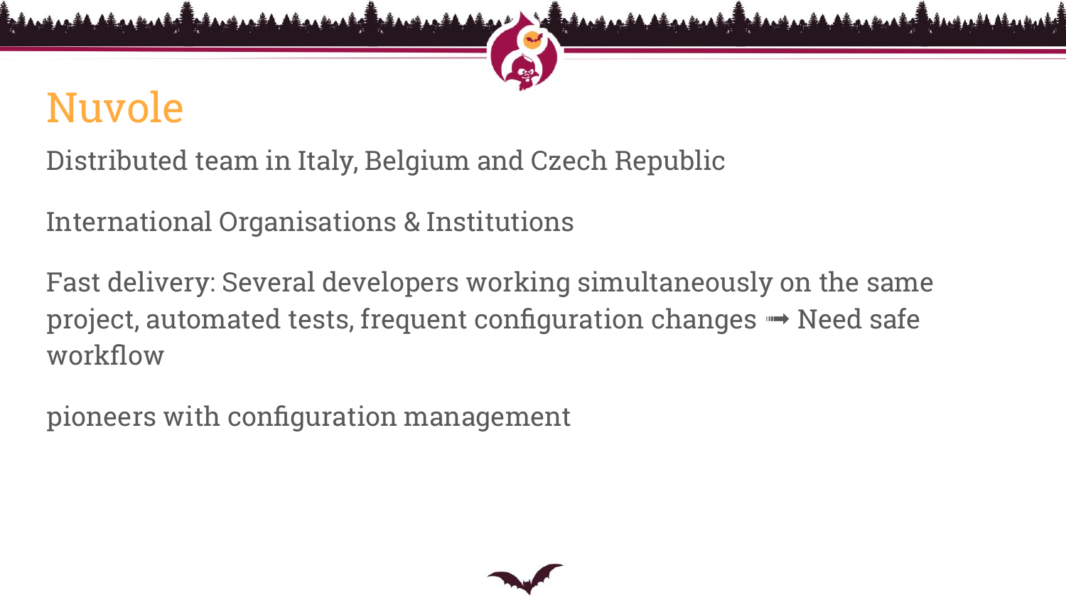# Nuvole

Distributed team in Italy, Belgium and Czech Republic

International Organisations & Institutions

Fast delivery: Several developers working simultaneously on the same project, automated tests, frequent configuration changes ➟ Need safe workflow

pioneers with configuration management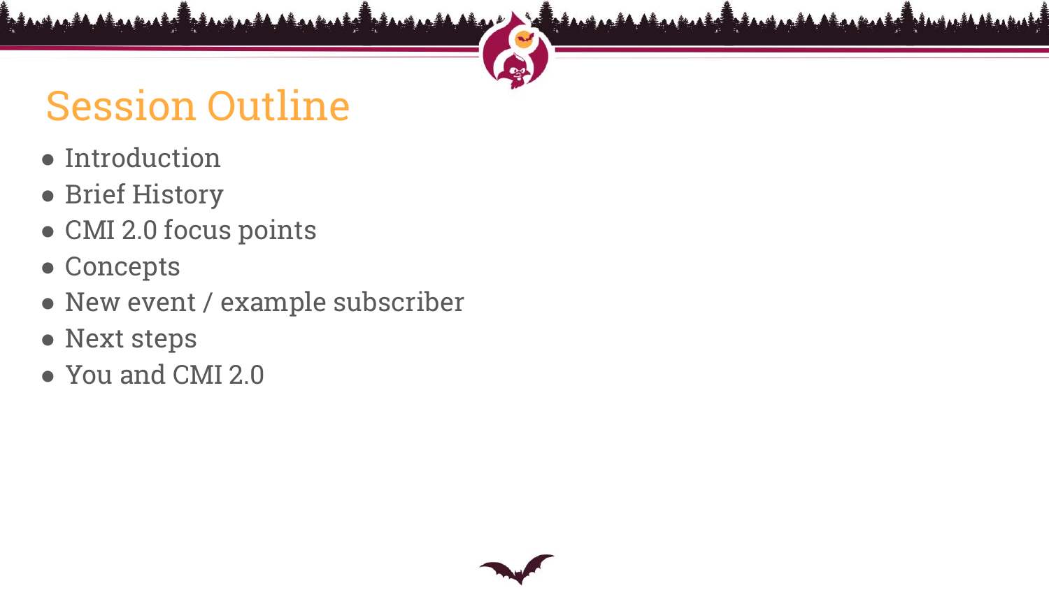# Session Outline

- Introduction
- Brief History
- CMI 2.0 focus points
- Concepts
- New event / example subscriber
- Next steps
- You and CMI 2.0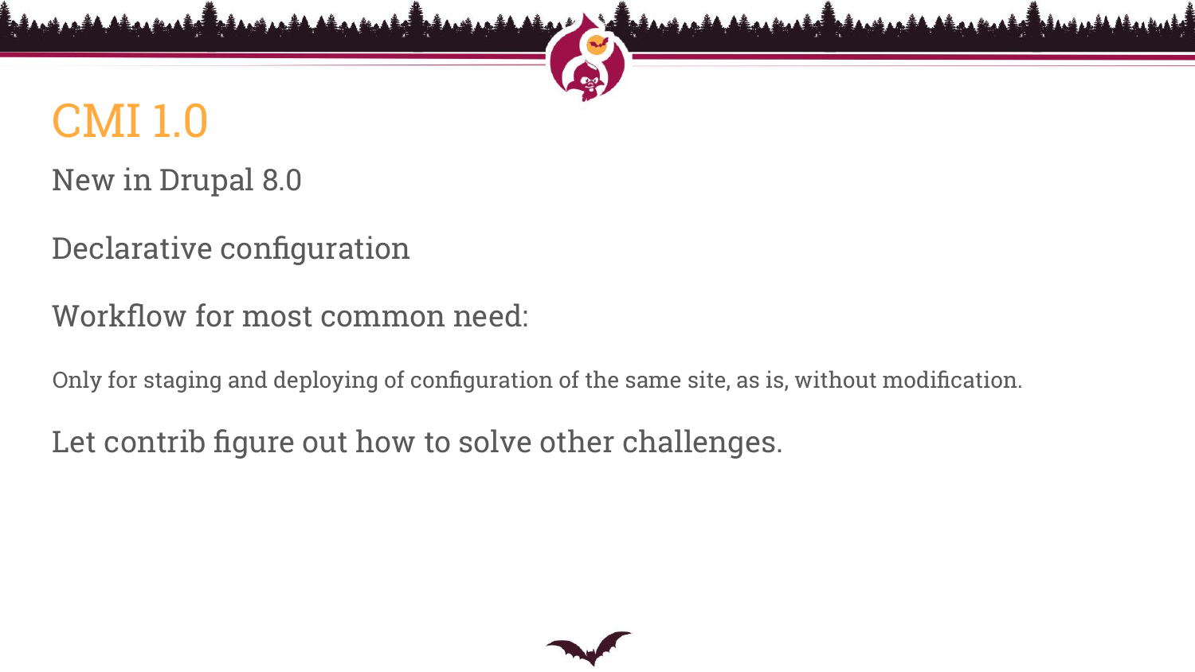# CMI 1.0

New in Drupal 8.0

Declarative configuration

Workflow for most common need:

Only for staging and deploying of configuration of the same site, as is, without modification.

Let contrib figure out how to solve other challenges.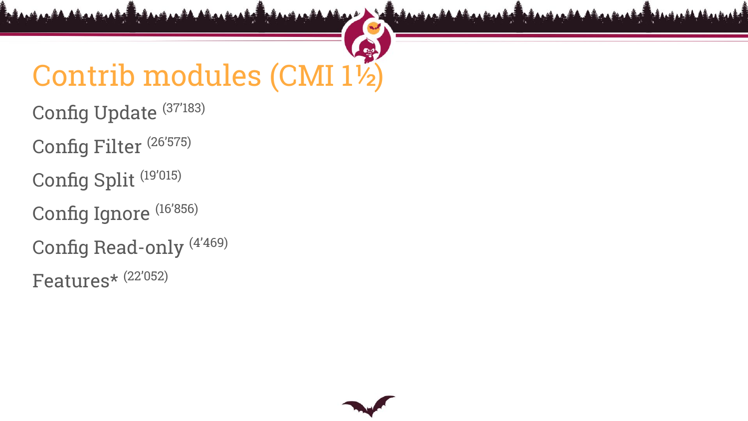# Contrib modules (CMI 1½)

Config Update (37’183)

Config Filter (26’575)

Config Split (19’015)

Config Ignore (16’856)

Config Read-only (4’469)

Features* (22’052)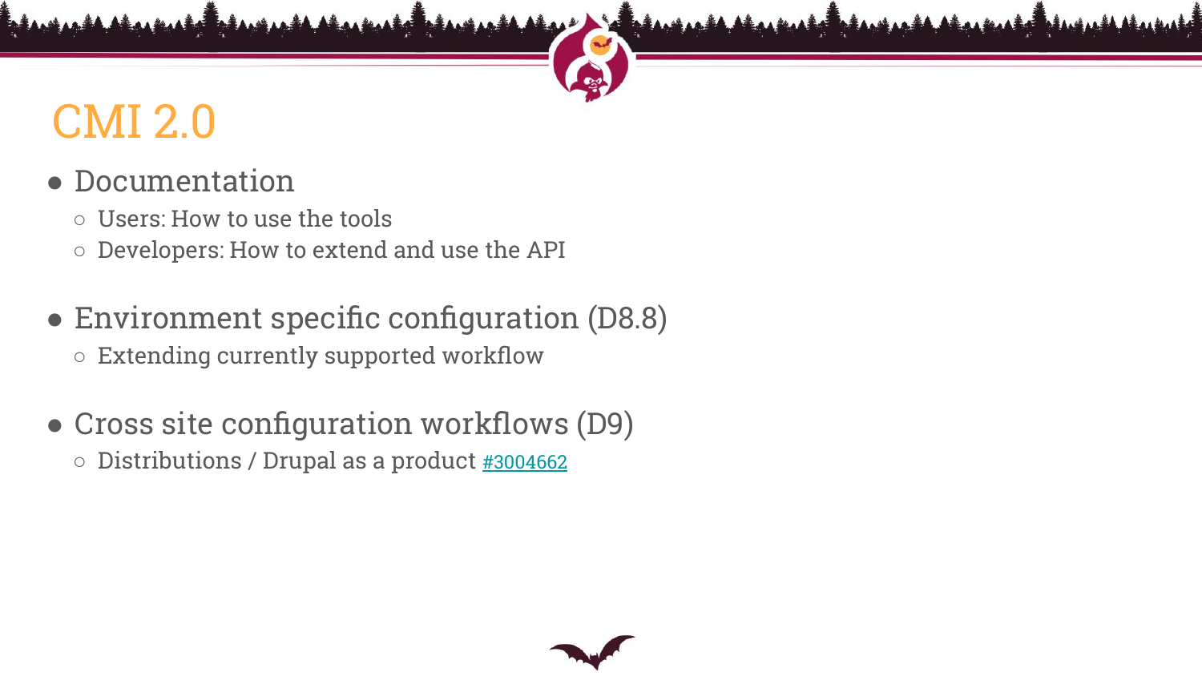# CMI 2.0

- Documentation
  - Users: How to use the tools
  - Developers: How to extend and use the API

- Environment specific configuration (D8.8)
  - Extending currently supported workflow

- Cross site configuration workflows (D9)
  - Distributions / Drupal as a product #3004662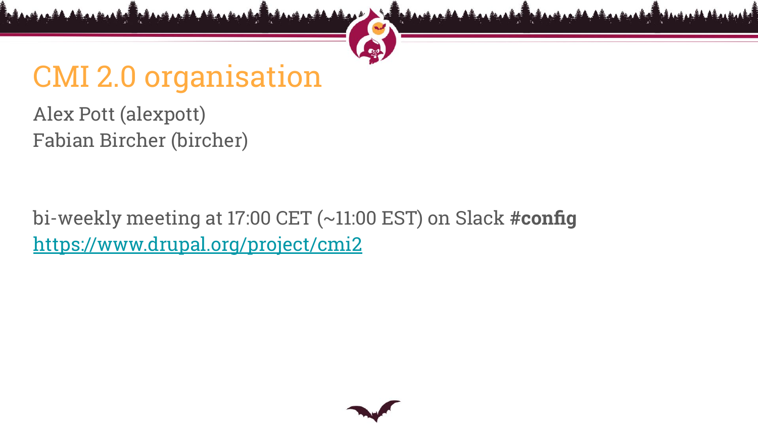# CMI 2.0 organisation

Alex Pott (alexpott)
Fabian Bircher (bircher)

bi-weekly meeting at 17:00 CET (~11:00 EST) on Slack **#config**
https://www.drupal.org/project/cmi2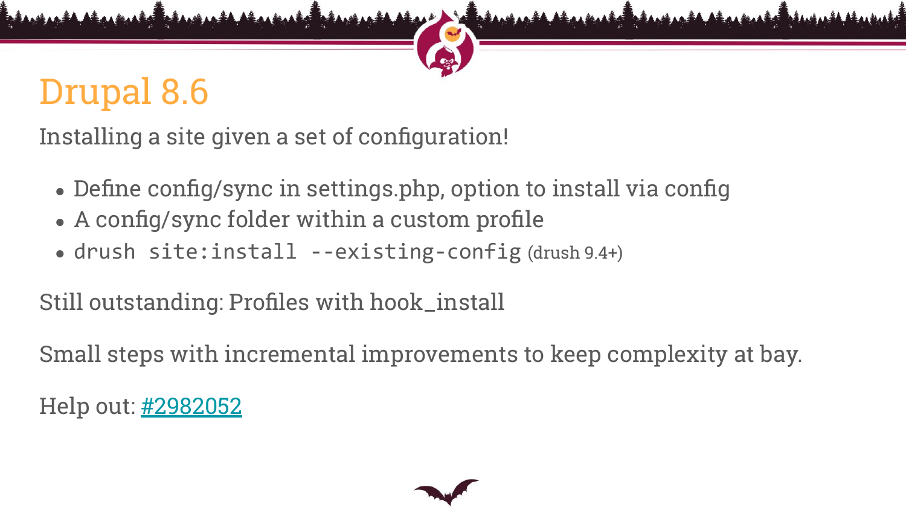# Drupal 8.6

Installing a site given a set of configuration!

- Define config/sync in settings.php, option to install via config
- A config/sync folder within a custom profile
- `drush site:install --existing-config` (drush 9.4+)

Still outstanding: Profiles with hook_install

Small steps with incremental improvements to keep complexity at bay.

Help out: [#2982052](#2982052)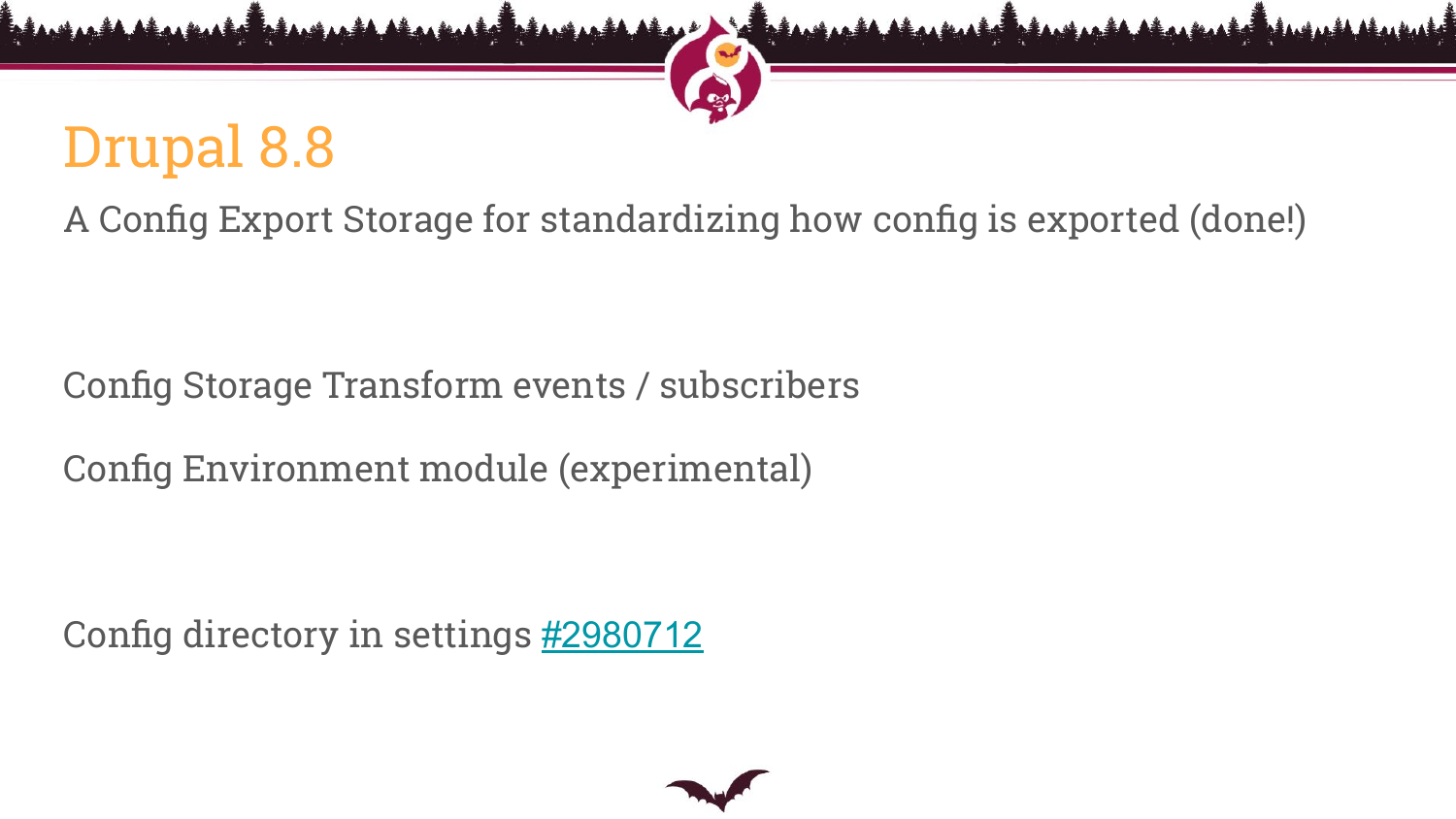# Drupal 8.8

A Config Export Storage for standardizing how config is exported (done!)

Config Storage Transform events / subscribers

Config Environment module (experimental)

Config directory in settings #2980712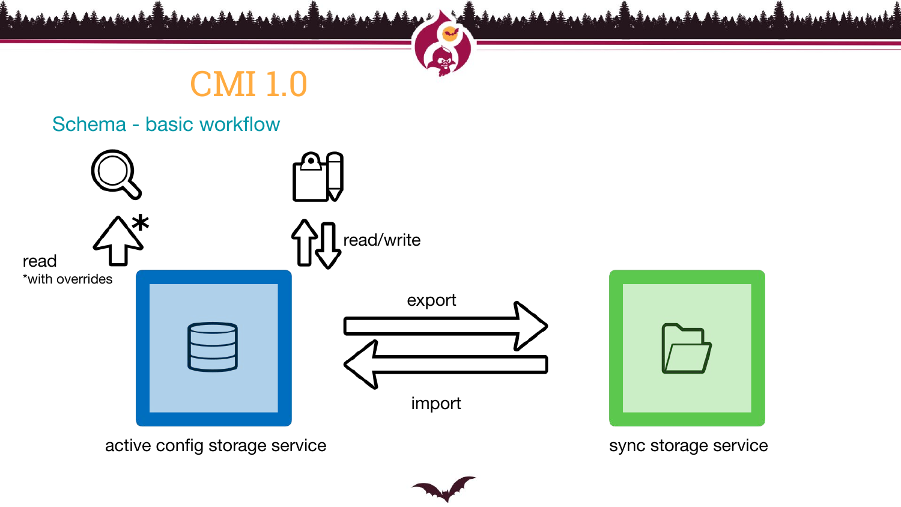# CMI 1.0

## Schema - basic workflow

read
*with overrides

read/write

export

import

active config storage service

sync storage service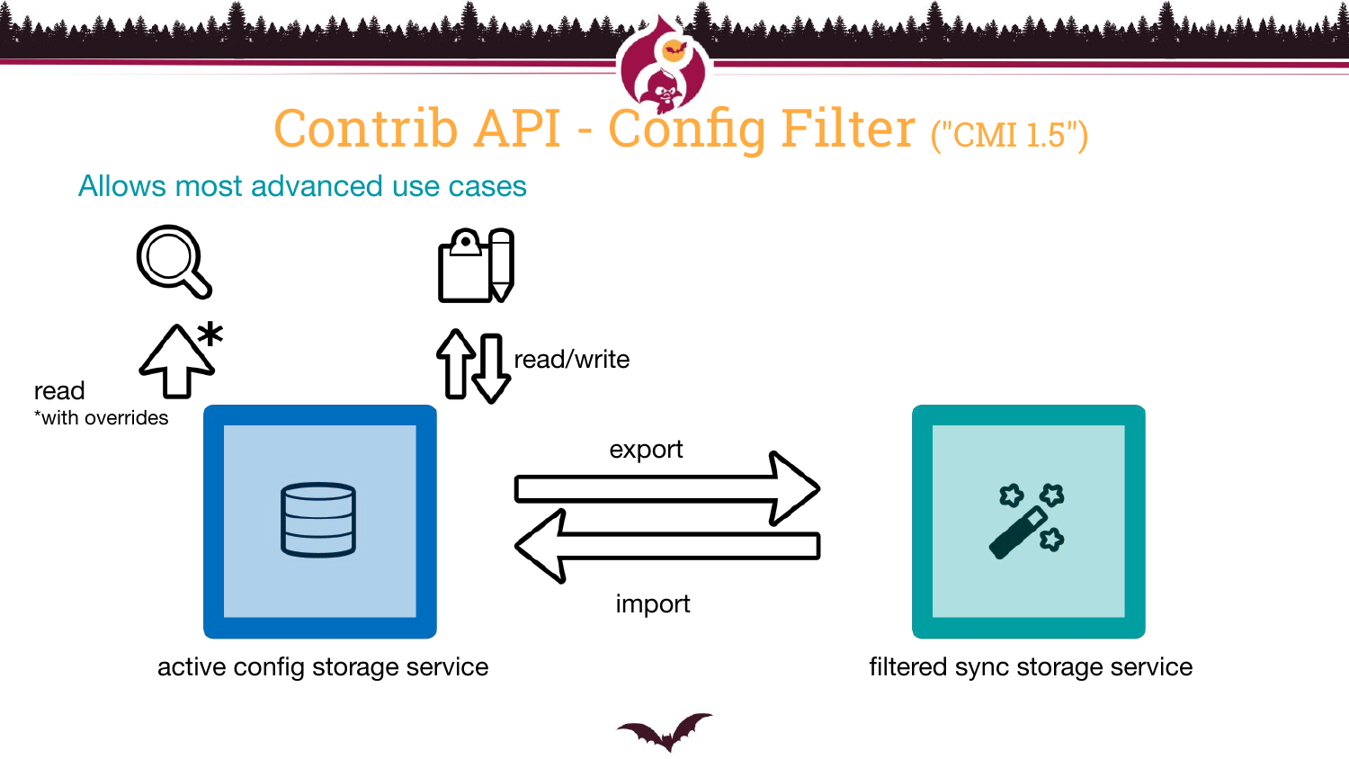# Contrib API - Config Filter ("CMI 1.5")

## Allows most advanced use cases

read
*with overrides

read/write

export

import

active config storage service

filtered sync storage service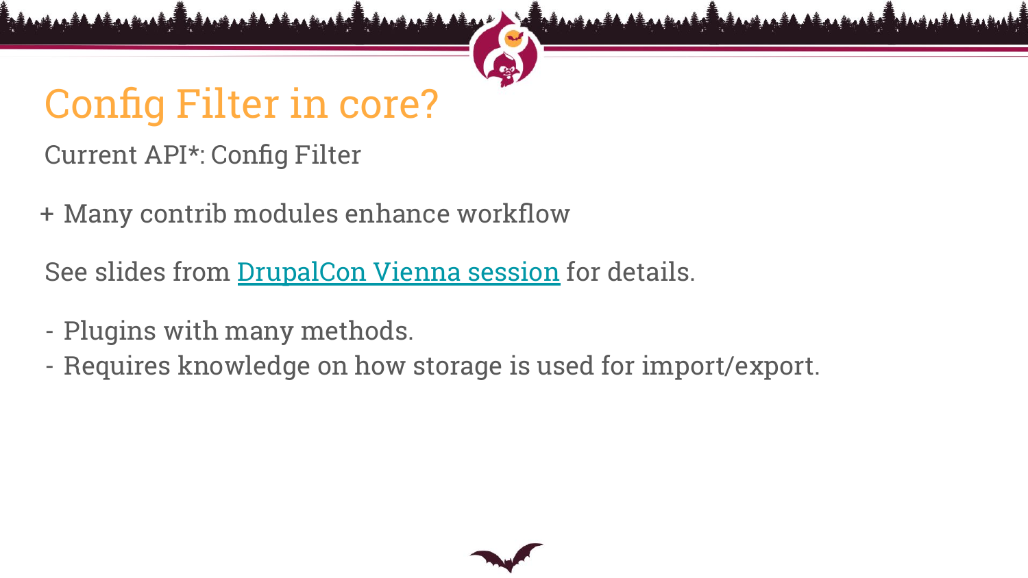# Config Filter in core?

Current API*: Config Filter

+ Many contrib modules enhance workflow

See slides from DrupalCon Vienna session for details.

- Plugins with many methods.
- Requires knowledge on how storage is used for import/export.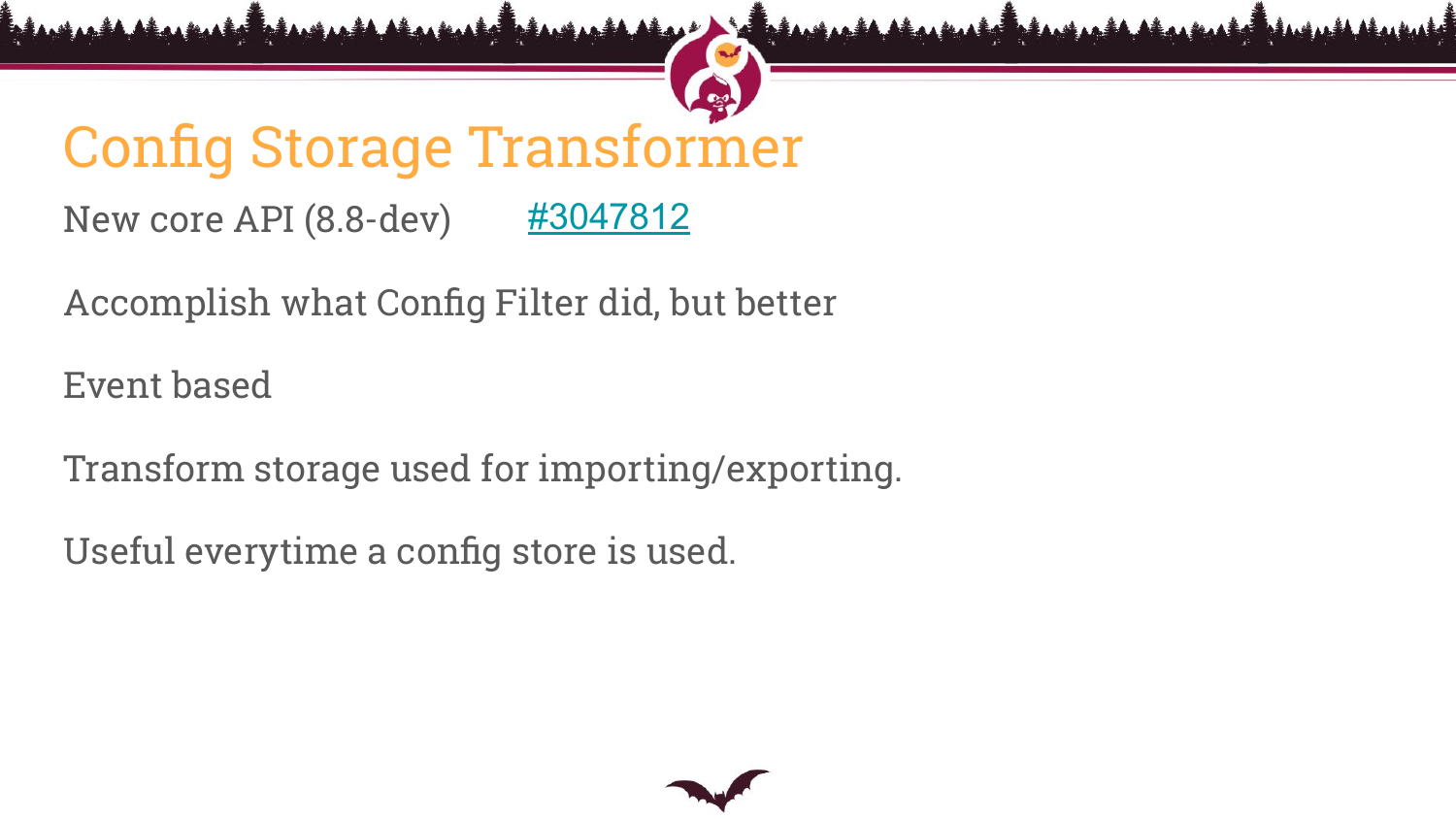# Config Storage Transformer

New core API (8.8-dev) #3047812

Accomplish what Config Filter did, but better

Event based

Transform storage used for importing/exporting.

Useful everytime a config store is used.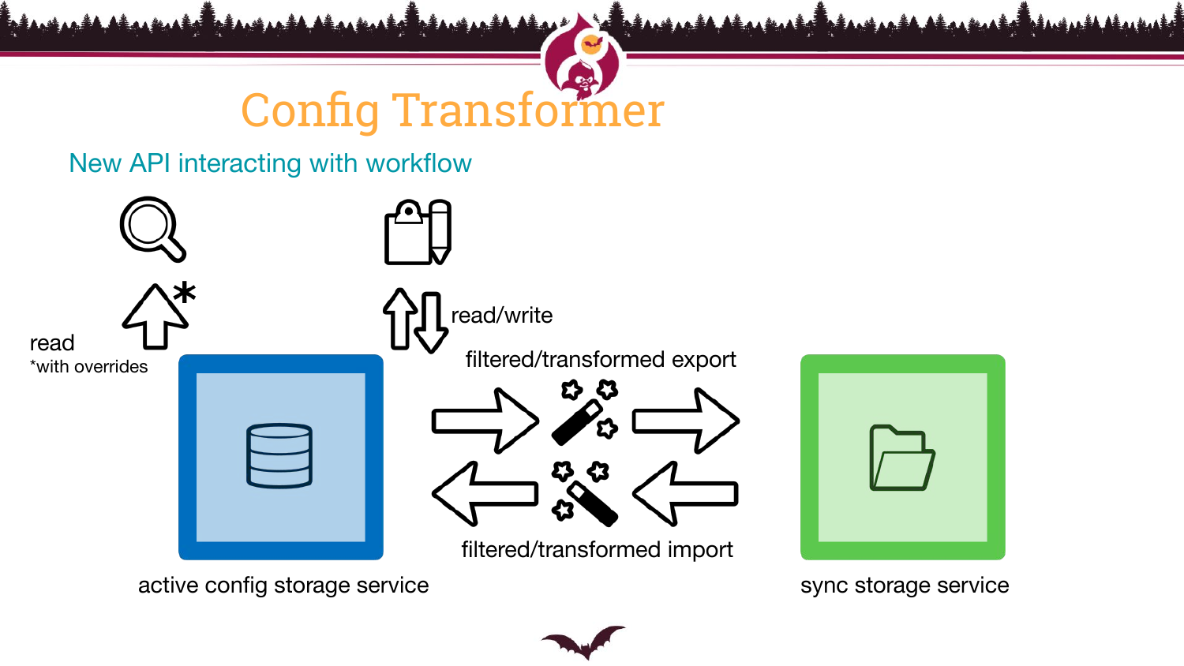# Config Transformer

## New API interacting with workflow

read
*with overrides

read/write

filtered/transformed export

filtered/transformed import

active config storage service

sync storage service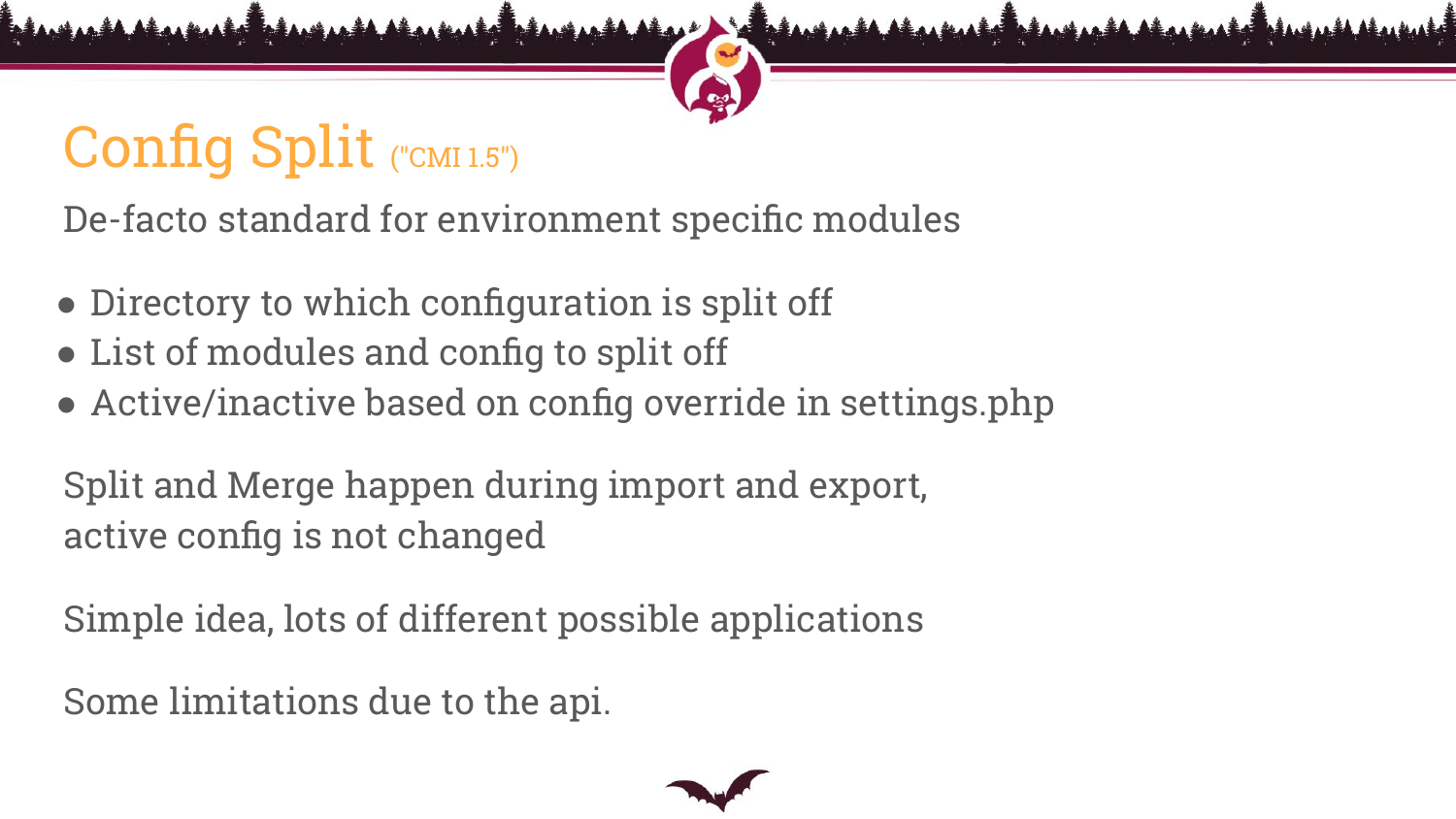# Config Split ("CMI 1.5")

De-facto standard for environment specific modules

- Directory to which configuration is split off
- List of modules and config to split off
- Active/inactive based on config override in settings.php

Split and Merge happen during import and export,
active config is not changed

Simple idea, lots of different possible applications

Some limitations due to the api.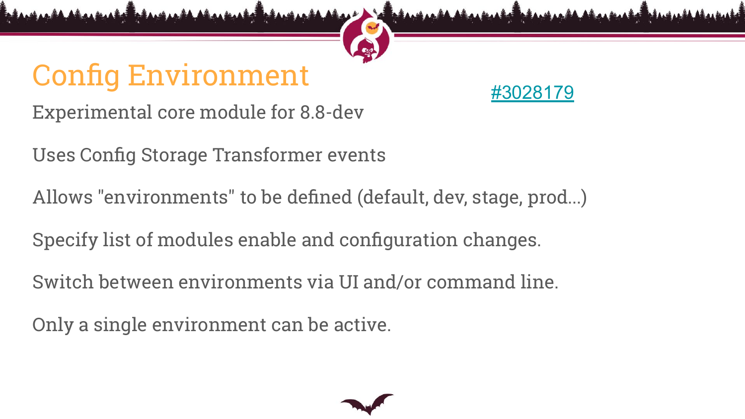# Config Environment

#3028179

Experimental core module for 8.8-dev

Uses Config Storage Transformer events

Allows "environments" to be defined (default, dev, stage, prod...)

Specify list of modules enable and configuration changes.

Switch between environments via UI and/or command line.

Only a single environment can be active.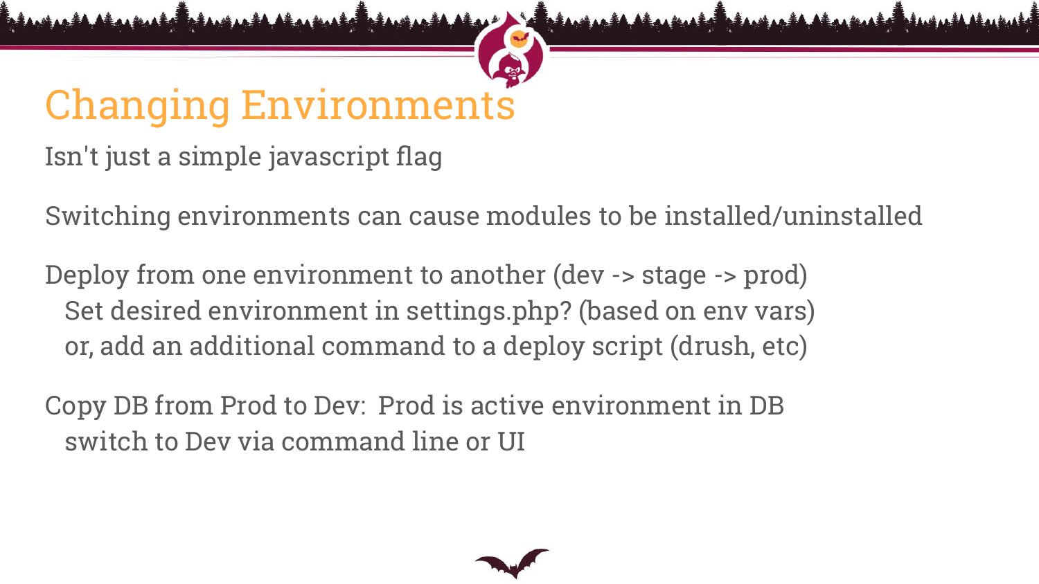# Changing Environments

Isn't just a simple javascript flag

Switching environments can cause modules to be installed/uninstalled

Deploy from one environment to another (dev -> stage -> prod)
- Set desired environment in settings.php? (based on env vars)
- or, add an additional command to a deploy script (drush, etc)

Copy DB from Prod to Dev: Prod is active environment in DB
- switch to Dev via command line or UI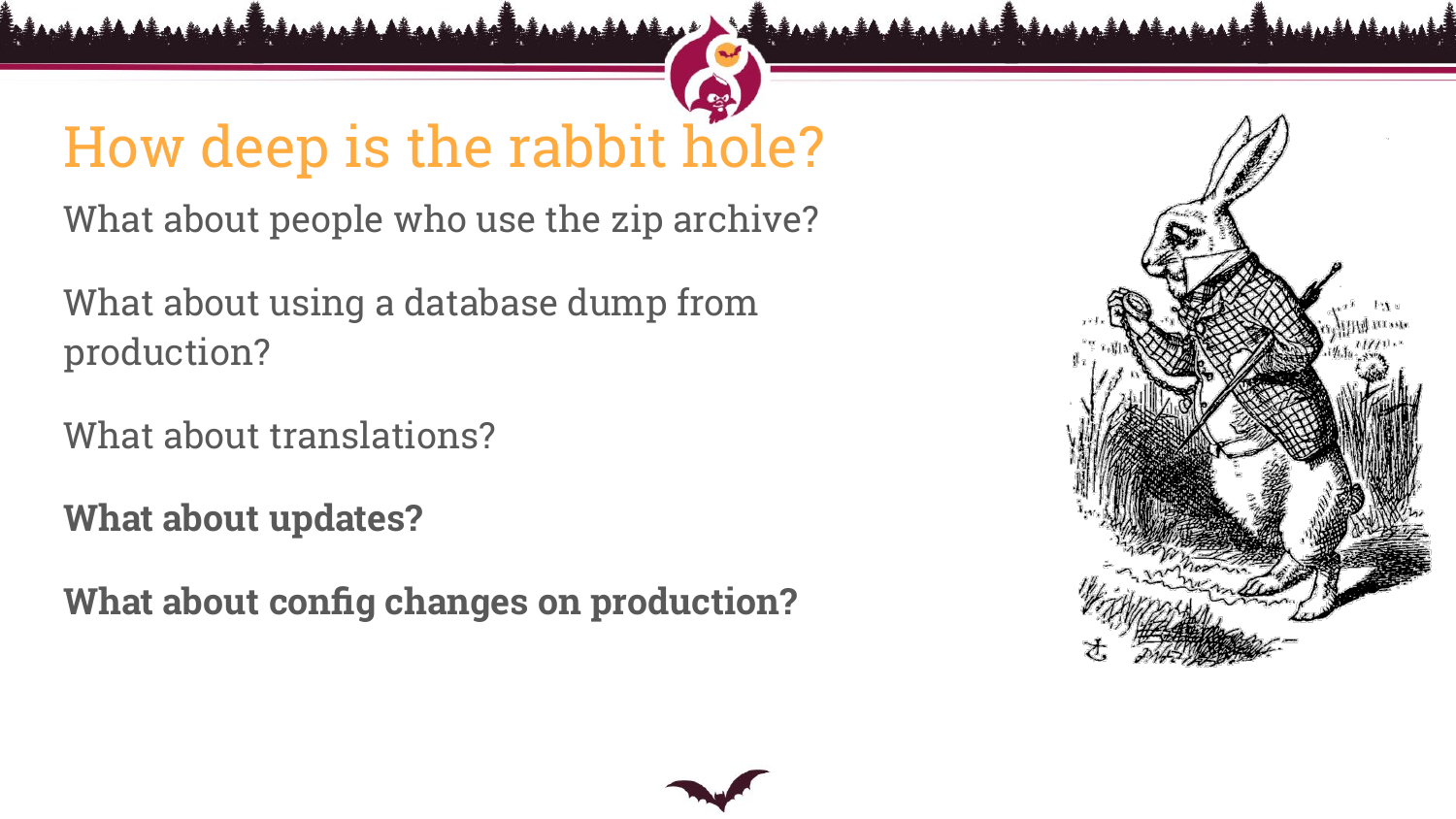# How deep is the rabbit hole?

What about people who use the zip archive?

What about using a database dump from production?

What about translations?

**What about updates?**

**What about config changes on production?**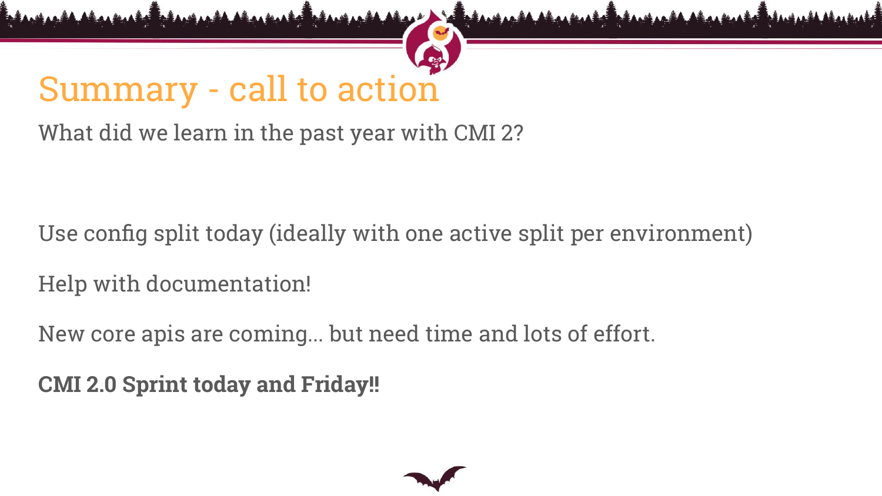# Summary - call to action

What did we learn in the past year with CMI 2?

Use config split today (ideally with one active split per environment)

Help with documentation!

New core apis are coming... but need time and lots of effort.

**CMI 2.0 Sprint today and Friday!!**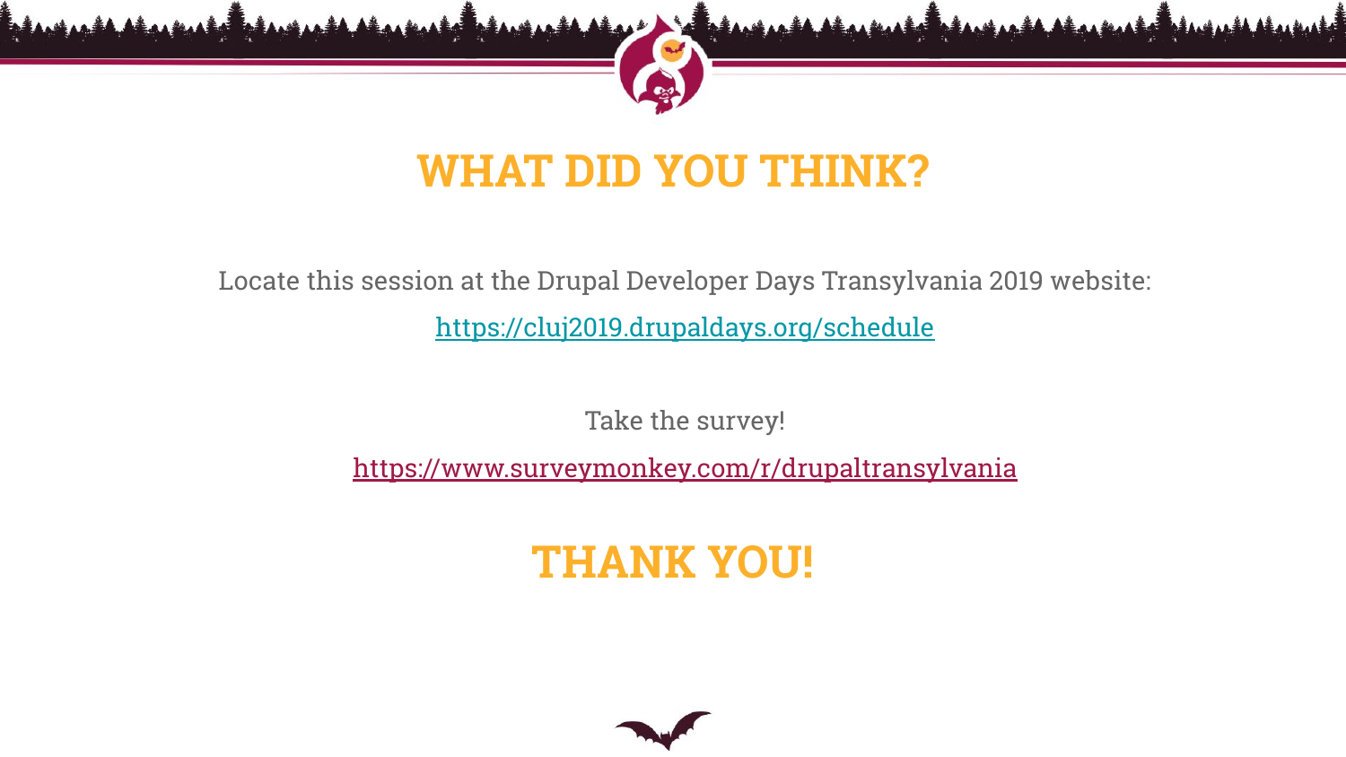# WHAT DID YOU THINK?

Locate this session at the Drupal Developer Days Transylvania 2019 website:

https://cluj2019.drupaldays.org/schedule

Take the survey!

https://www.surveymonkey.com/r/drupaltransylvania

# THANK YOU!